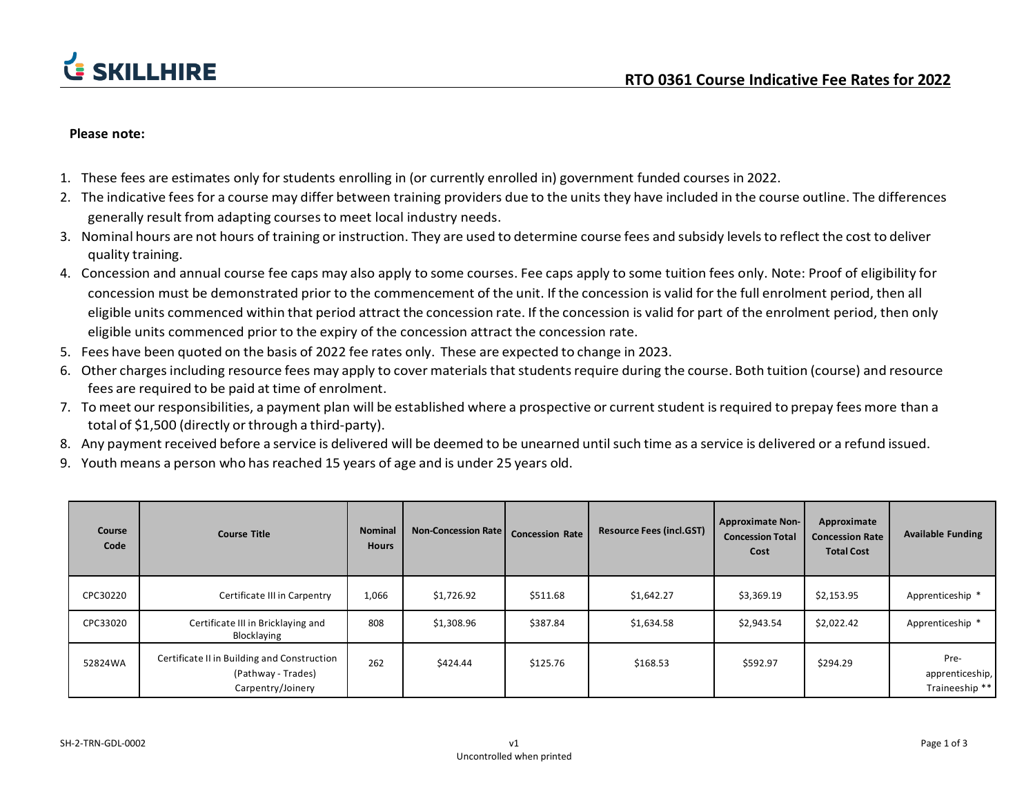# SKILLHIRE

## RTO 0361 Course Indicative Fee Rates for 2022

**Please note:**

1. These fees are estimates only for students enrolling in (or currently enrolled in) government funded courses in 2022.
2. The indicative fees for a course may differ between training providers due to the units they have included in the course outline. The differences generally result from adapting courses to meet local industry needs.
3. Nominal hours are not hours of training or instruction. They are used to determine course fees and subsidy levels to reflect the cost to deliver quality training.
4. Concession and annual course fee caps may also apply to some courses. Fee caps apply to some tuition fees only. Note: Proof of eligibility for concession must be demonstrated prior to the commencement of the unit. If the concession is valid for the full enrolment period, then all eligible units commenced within that period attract the concession rate. If the concession is valid for part of the enrolment period, then only eligible units commenced prior to the expiry of the concession attract the concession rate.
5. Fees have been quoted on the basis of 2022 fee rates only. These are expected to change in 2023.
6. Other charges including resource fees may apply to cover materials that students require during the course. Both tuition (course) and resource fees are required to be paid at time of enrolment.
7. To meet our responsibilities, a payment plan will be established where a prospective or current student is required to prepay fees more than a total of $1,500 (directly or through a third-party).
8. Any payment received before a service is delivered will be deemed to be unearned until such time as a service is delivered or a refund issued.
9. Youth means a person who has reached 15 years of age and is under 25 years old.

| Course Code | Course Title | Nominal Hours | Non-Concession Rate | Concession Rate | Resource Fees (incl.GST) | Approximate Non-Concession Total Cost | Approximate Concession Rate Total Cost | Available Funding |
|---|---|---|---|---|---|---|---|---|
| CPC30220 | Certificate III in Carpentry | 1,066 | $1,726.92 | $511.68 | $1,642.27 | $3,369.19 | $2,153.95 | Apprenticeship * |
| CPC33020 | Certificate III in Bricklaying and Blocklaying | 808 | $1,308.96 | $387.84 | $1,634.58 | $2,943.54 | $2,022.42 | Apprenticeship * |
| 52824WA | Certificate II in Building and Construction (Pathway - Trades) Carpentry/Joinery | 262 | $424.44 | $125.76 | $168.53 | $592.97 | $294.29 | Pre-apprenticeship, Traineeship ** |

SH-2-TRN-GDL-0002 v1 Uncontrolled when printed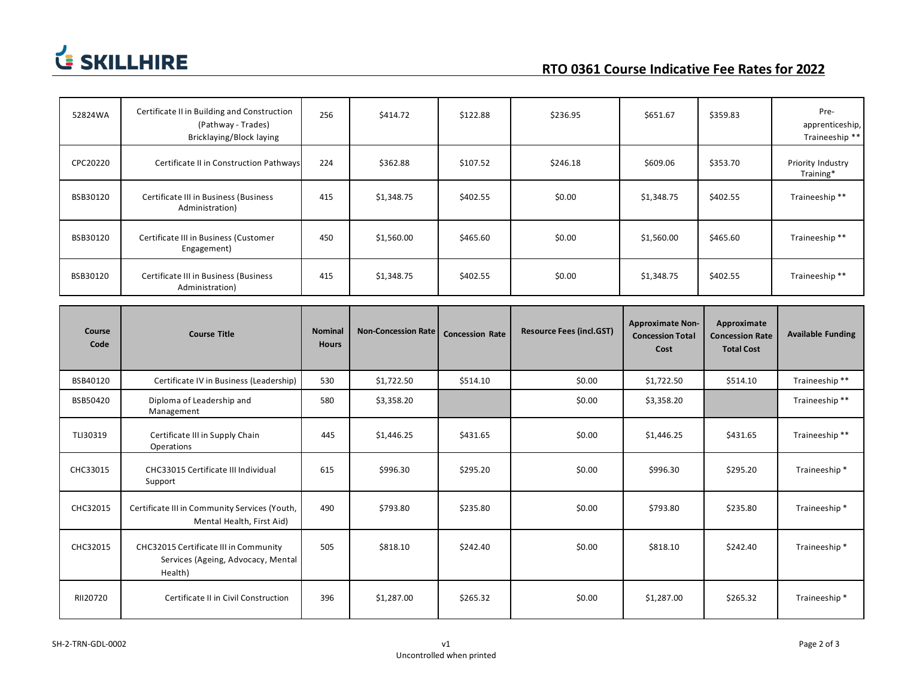# RTO 0361 Course Indicative Fee Rates for 2022

| Course Code | Course Title | Nominal Hours | Non-Concession Rate | Concession Rate | Resource Fees (incl.GST) | Approximate Non-Concession Total Cost | Approximate Concession Rate Total Cost | Available Funding |
|---|---|---|---|---|---|---|---|---|
| 52824WA | Certificate II in Building and Construction (Pathway - Trades) Bricklaying/Block laying | 256 | $414.72 | $122.88 | $236.95 | $651.67 | $359.83 | Pre-apprenticeship, Traineeship ** |
| CPC20220 | Certificate II in Construction Pathways | 224 | $362.88 | $107.52 | $246.18 | $609.06 | $353.70 | Priority Industry Training* |
| BSB30120 | Certificate III in Business (Business Administration) | 415 | $1,348.75 | $402.55 | $0.00 | $1,348.75 | $402.55 | Traineeship ** |
| BSB30120 | Certificate III in Business (Customer Engagement) | 450 | $1,560.00 | $465.60 | $0.00 | $1,560.00 | $465.60 | Traineeship ** |
| BSB30120 | Certificate III in Business (Business Administration) | 415 | $1,348.75 | $402.55 | $0.00 | $1,348.75 | $402.55 | Traineeship ** |
| BSB40120 | Certificate IV in Business (Leadership) | 530 | $1,722.50 | $514.10 | $0.00 | $1,722.50 | $514.10 | Traineeship ** |
| BSB50420 | Diploma of Leadership and Management | 580 | $3,358.20 | | $0.00 | $3,358.20 | | Traineeship ** |
| TLI30319 | Certificate III in Supply Chain Operations | 445 | $1,446.25 | $431.65 | $0.00 | $1,446.25 | $431.65 | Traineeship ** |
| CHC33015 | CHC33015 Certificate III Individual Support | 615 | $996.30 | $295.20 | $0.00 | $996.30 | $295.20 | Traineeship * |
| CHC32015 | Certificate III in Community Services (Youth, Mental Health, First Aid) | 490 | $793.80 | $235.80 | $0.00 | $793.80 | $235.80 | Traineeship * |
| CHC32015 | CHC32015 Certificate III in Community Services (Ageing, Advocacy, Mental Health) | 505 | $818.10 | $242.40 | $0.00 | $818.10 | $242.40 | Traineeship * |
| RII20720 | Certificate II in Civil Construction | 396 | $1,287.00 | $265.32 | $0.00 | $1,287.00 | $265.32 | Traineeship * |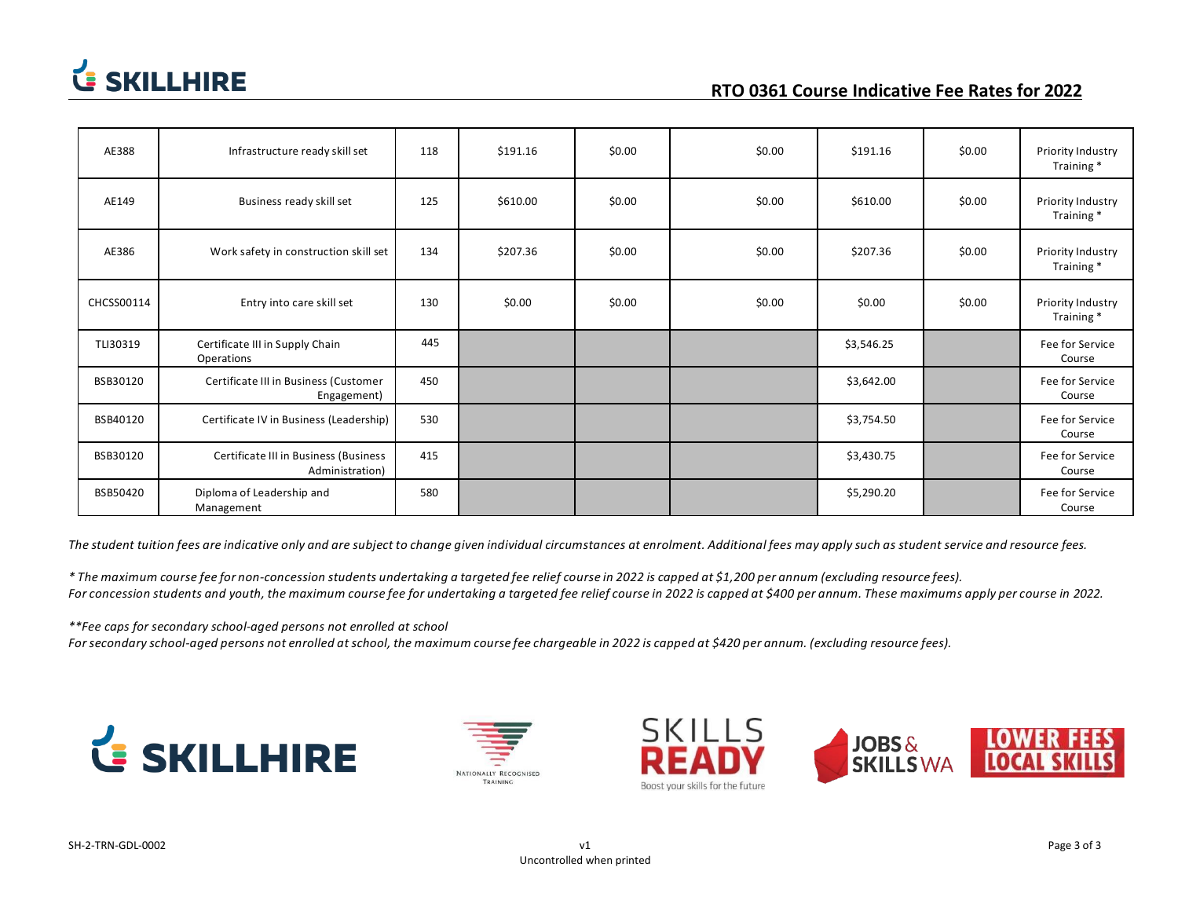# RTO 0361 Course Indicative Fee Rates for 2022

| | | | | | | | | |
|---|---|---|---|---|---|---|---|---|
| AE388 | Infrastructure ready skill set | 118 | $191.16 | $0.00 | $0.00 | $191.16 | $0.00 | Priority Industry Training * |
| AE149 | Business ready skill set | 125 | $610.00 | $0.00 | $0.00 | $610.00 | $0.00 | Priority Industry Training * |
| AE386 | Work safety in construction skill set | 134 | $207.36 | $0.00 | $0.00 | $207.36 | $0.00 | Priority Industry Training * |
| CHCSS00114 | Entry into care skill set | 130 | $0.00 | $0.00 | $0.00 | $0.00 | $0.00 | Priority Industry Training * |
| TLI30319 | Certificate III in Supply Chain Operations | 445 | | | | $3,546.25 | | Fee for Service Course |
| BSB30120 | Certificate III in Business (Customer Engagement) | 450 | | | | $3,642.00 | | Fee for Service Course |
| BSB40120 | Certificate IV in Business (Leadership) | 530 | | | | $3,754.50 | | Fee for Service Course |
| BSB30120 | Certificate III in Business (Business Administration) | 415 | | | | $3,430.75 | | Fee for Service Course |
| BSB50420 | Diploma of Leadership and Management | 580 | | | | $5,290.20 | | Fee for Service Course |

*The student tuition fees are indicative only and are subject to change given individual circumstances at enrolment. Additional fees may apply such as student service and resource fees.*

*\* The maximum course fee for non-concession students undertaking a targeted fee relief course in 2022 is capped at $1,200 per annum (excluding resource fees).*
*For concession students and youth, the maximum course fee for undertaking a targeted fee relief course in 2022 is capped at $400 per annum. These maximums apply per course in 2022.*

*\*\*Fee caps for secondary school-aged persons not enrolled at school*
*For secondary school-aged persons not enrolled at school, the maximum course fee chargeable in 2022 is capped at $420 per annum. (excluding resource fees).*

SKILLHIRE

NATIONALLY RECOGNISED TRAINING

SKILLS READY
Boost your skills for the future

JOBS & SKILLS WA

LOWER FEES LOCAL SKILLS

SH-2-TRN-GDL-0002 v1
Uncontrolled when printed